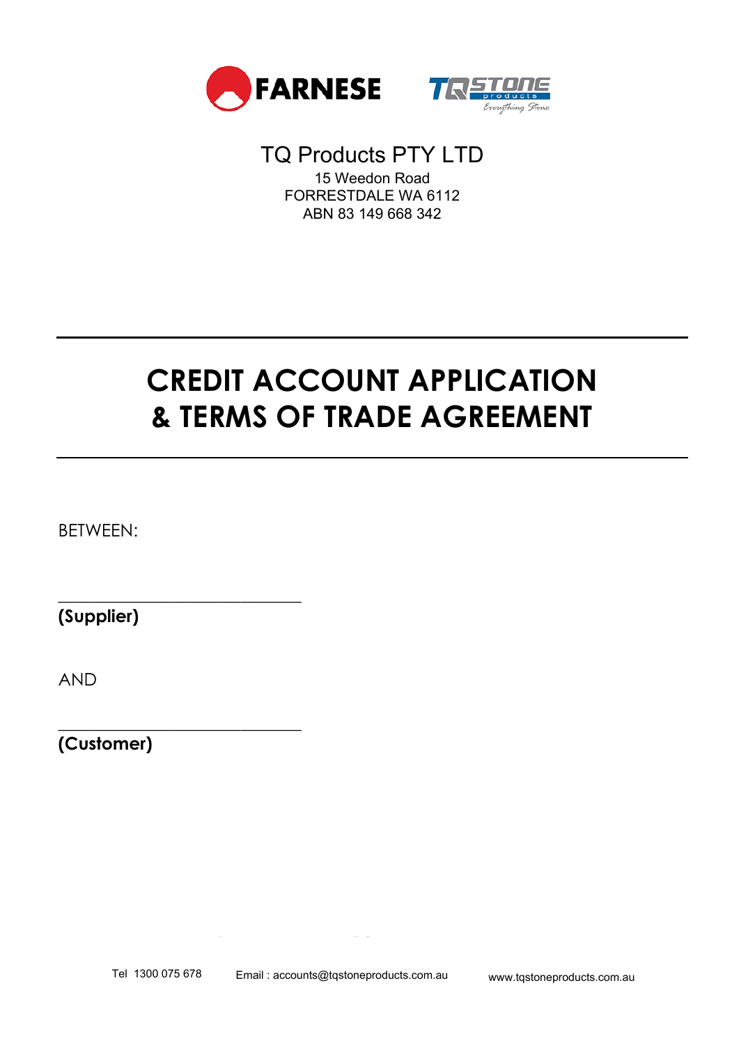FARNESE

TQ STONE products Everything Stone

TQ Products PTY LTD
15 Weedon Road
FORRESTDALE WA 6112
ABN 83 149 668 342

# CREDIT ACCOUNT APPLICATION & TERMS OF TRADE AGREEMENT

BETWEEN:

______________________________
**(Supplier)**

AND

______________________________
**(Customer)**

Tel 1300 075 678 Email : accounts@tqstoneproducts.com.au www.tqstoneproducts.com.au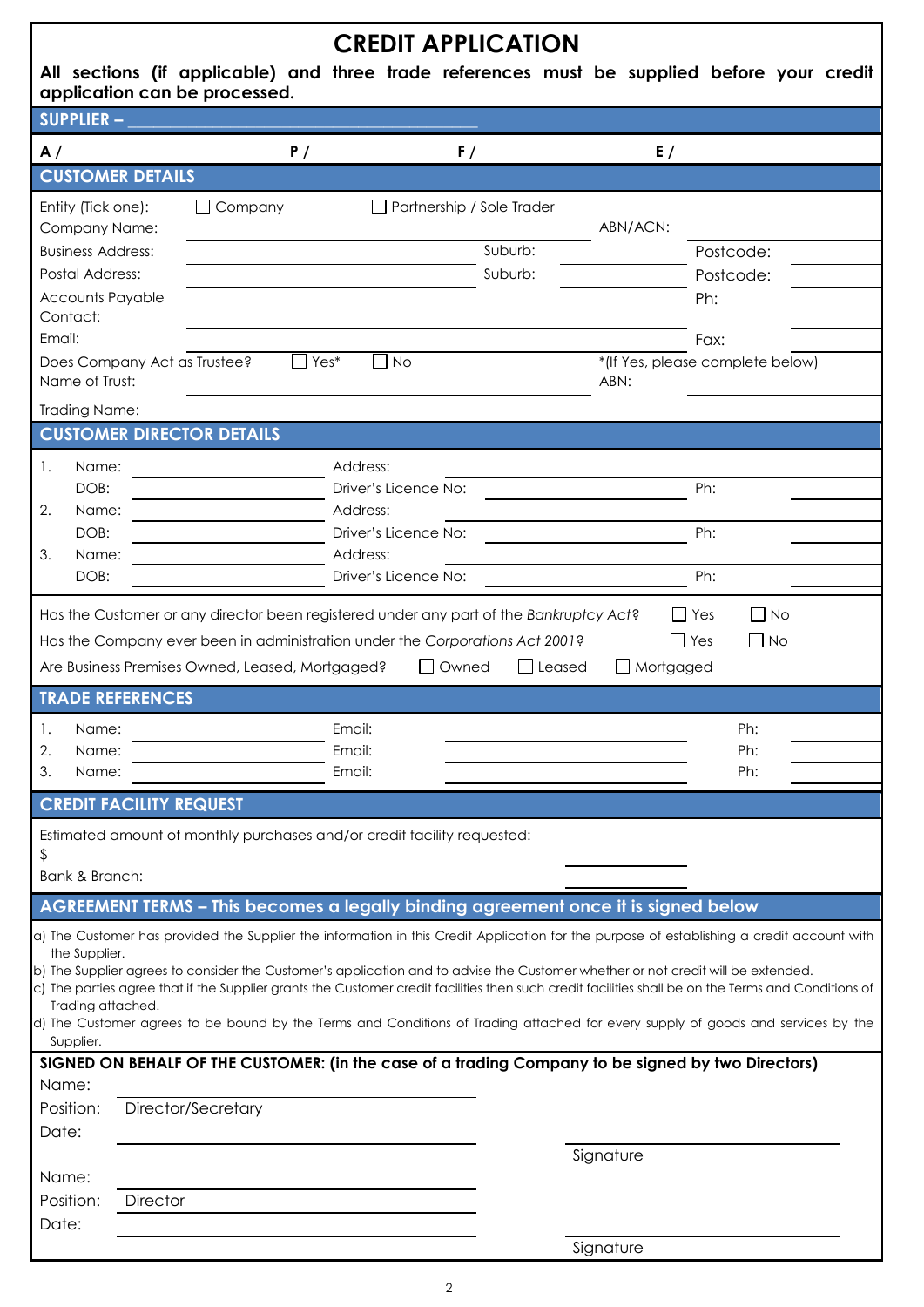# CREDIT APPLICATION

**All sections (if applicable) and three trade references must be supplied before your credit application can be processed.**

## SUPPLIER – ____________________________________________

A / P / F / E /

## CUSTOMER DETAILS

Entity (Tick one): ☐ Company ☐ Partnership / Sole Trader

Company Name: ______________________________ ABN/ACN: ____________

Business Address: ______________________________ Suburb: ____________ Postcode: ________

Postal Address: ______________________________ Suburb: ____________ Postcode: ________

Accounts Payable Contact: ______________________________ Ph: ________

Email: ______________________________ Fax: ________

Does Company Act as Trustee? ☐ Yes* ☐ No *(If Yes, please complete below)

Name of Trust: ______________________________ ABN: ____________

Trading Name: ______________________________

## CUSTOMER DIRECTOR DETAILS

1. Name: ____________ Address: ______________________________
   DOB: ____________ Driver's Licence No: ____________ Ph: ________
2. Name: ____________ Address: ______________________________
   DOB: ____________ Driver's Licence No: ____________ Ph: ________
3. Name: ____________ Address: ______________________________
   DOB: ____________ Driver's Licence No: ____________ Ph: ________

Has the Customer or any director been registered under any part of the *Bankruptcy Act*? ☐ Yes ☐ No

Has the Company ever been in administration under the *Corporations Act 2001*? ☐ Yes ☐ No

Are Business Premises Owned, Leased, Mortgaged? ☐ Owned ☐ Leased ☐ Mortgaged

## TRADE REFERENCES

1. Name: ____________ Email: ____________ Ph: ________
2. Name: ____________ Email: ____________ Ph: ________
3. Name: ____________ Email: ____________ Ph: ________

## CREDIT FACILITY REQUEST

Estimated amount of monthly purchases and/or credit facility requested:

$ ____________

Bank & Branch: ____________

## AGREEMENT TERMS – This becomes a legally binding agreement once it is signed below

a) The Customer has provided the Supplier the information in this Credit Application for the purpose of establishing a credit account with the Supplier.

b) The Supplier agrees to consider the Customer's application and to advise the Customer whether or not credit will be extended.

c) The parties agree that if the Supplier grants the Customer credit facilities then such credit facilities shall be on the Terms and Conditions of Trading attached.

d) The Customer agrees to be bound by the Terms and Conditions of Trading attached for every supply of goods and services by the Supplier.

**SIGNED ON BEHALF OF THE CUSTOMER: (in the case of a trading Company to be signed by two Directors)**

Name: ______________________________

Position: Director/Secretary

Date: ______________________________

____________________
Signature

Name: ______________________________

Position: Director

Date: ______________________________

____________________
Signature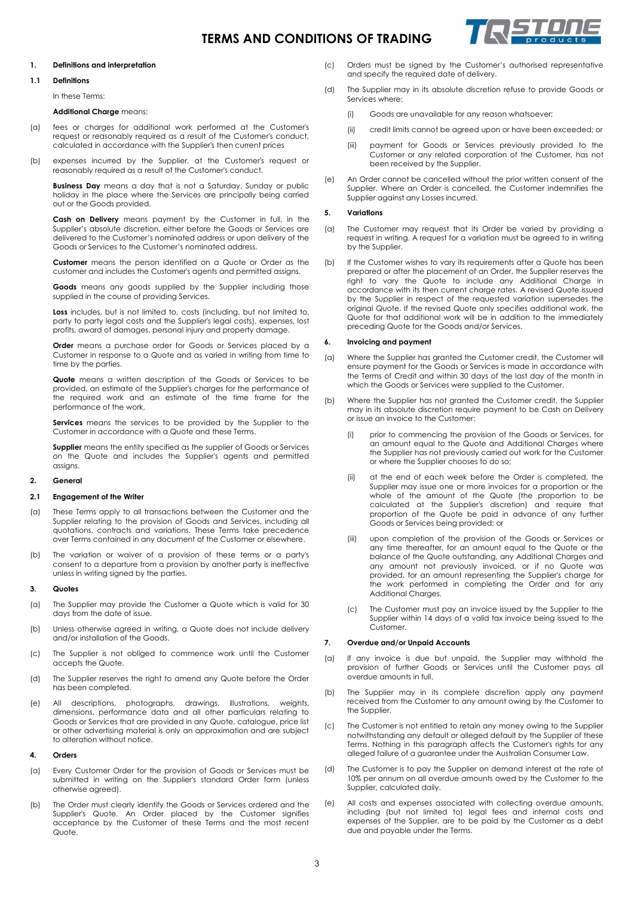# TERMS AND CONDITIONS OF TRADING

**1. Definitions and interpretation**

**1.1 Definitions**

In these Terms:

**Additional Charge** means:

(a) fees or charges for additional work performed at the Customer's request or reasonably required as a result of the Customer's conduct, calculated in accordance with the Supplier's then current prices

(b) expenses incurred by the Supplier, at the Customer's request or reasonably required as a result of the Customer's conduct.

**Business Day** means a day that is not a Saturday, Sunday or public holiday in the place where the Services are principally being carried out or the Goods provided.

**Cash on Delivery** means payment by the Customer in full, in the Supplier's absolute discretion, either before the Goods or Services are delivered to the Customer's nominated address or upon delivery of the Goods or Services to the Customer's nominated address.

**Customer** means the person identified on a Quote or Order as the customer and includes the Customer's agents and permitted assigns.

**Goods** means any goods supplied by the Supplier including those supplied in the course of providing Services.

**Loss** includes, but is not limited to, costs (including, but not limited to, party to party legal costs and the Supplier's legal costs), expenses, lost profits, award of damages, personal injury and property damage.

**Order** means a purchase order for Goods or Services placed by a Customer in response to a Quote and as varied in writing from time to time by the parties.

**Quote** means a written description of the Goods or Services to be provided, an estimate of the Supplier's charges for the performance of the required work and an estimate of the time frame for the performance of the work.

**Services** means the services to be provided by the Supplier to the Customer in accordance with a Quote and these Terms.

**Supplier** means the entity specified as the supplier of Goods or Services on the Quote and includes the Supplier's agents and permitted assigns.

**2. General**

**2.1 Engagement of the Writer**

(a) These Terms apply to all transactions between the Customer and the Supplier relating to the provision of Goods and Services, including all quotations, contracts and variations. These Terms take precedence over Terms contained in any document of the Customer or elsewhere.

(b) The variation or waiver of a provision of these terms or a party's consent to a departure from a provision by another party is ineffective unless in writing signed by the parties.

**3. Quotes**

(a) The Supplier may provide the Customer a Quote which is valid for 30 days from the date of issue.

(b) Unless otherwise agreed in writing, a Quote does not include delivery and/or installation of the Goods.

(c) The Supplier is not obliged to commence work until the Customer accepts the Quote.

(d) The Supplier reserves the right to amend any Quote before the Order has been completed.

(e) All descriptions, photographs, drawings, illustrations, weights, dimensions, performance data and all other particulars relating to Goods or Services that are provided in any Quote, catalogue, price list or other advertising material is only an approximation and are subject to alteration without notice.

**4. Orders**

(a) Every Customer Order for the provision of Goods or Services must be submitted in writing on the Supplier's standard Order form (unless otherwise agreed).

(b) The Order must clearly identify the Goods or Services ordered and the Supplier's Quote. An Order placed by the Customer signifies acceptance by the Customer of these Terms and the most recent Quote.

(c) Orders must be signed by the Customer's authorised representative and specify the required date of delivery.

(d) The Supplier may in its absolute discretion refuse to provide Goods or Services where:

  (i) Goods are unavailable for any reason whatsoever;

  (ii) credit limits cannot be agreed upon or have been exceeded; or

  (iii) payment for Goods or Services previously provided to the Customer or any related corporation of the Customer, has not been received by the Supplier.

(e) An Order cannot be cancelled without the prior written consent of the Supplier. Where an Order is cancelled, the Customer indemnifies the Supplier against any Losses incurred.

**5. Variations**

(a) The Customer may request that its Order be varied by providing a request in writing. A request for a variation must be agreed to in writing by the Supplier.

(b) If the Customer wishes to vary its requirements after a Quote has been prepared or after the placement of an Order, the Supplier reserves the right to vary the Quote to include any Additional Charge in accordance with its then current charge rates. A revised Quote issued by the Supplier in respect of the requested variation supersedes the original Quote. If the revised Quote only specifies additional work, the Quote for that additional work will be in addition to the immediately preceding Quote for the Goods and/or Services.

**6. Invoicing and payment**

(a) Where the Supplier has granted the Customer credit, the Customer will ensure payment for the Goods or Services is made in accordance with the Terms of Credit and within 30 days of the last day of the month in which the Goods or Services were supplied to the Customer.

(b) Where the Supplier has not granted the Customer credit, the Supplier may in its absolute discretion require payment to be Cash on Delivery or issue an invoice to the Customer:

  (i) prior to commencing the provision of the Goods or Services, for an amount equal to the Quote and Additional Charges where the Supplier has not previously carried out work for the Customer or where the Supplier chooses to do so;

  (ii) at the end of each week before the Order is completed, the Supplier may issue one or more invoices for a proportion or the whole of the amount of the Quote (the proportion to be calculated at the Supplier's discretion) and require that proportion of the Quote be paid in advance of any further Goods or Services being provided; or

  (iii) upon completion of the provision of the Goods or Services or any time thereafter, for an amount equal to the Quote or the balance of the Quote outstanding, any Additional Charges and any amount not previously invoiced, or if no Quote was provided, for an amount representing the Supplier's charge for the work performed in completing the Order and for any Additional Charges.

  (c) The Customer must pay an invoice issued by the Supplier to the Supplier within 14 days of a valid tax invoice being issued to the Customer.

**7. Overdue and/or Unpaid Accounts**

(a) If any invoice is due but unpaid, the Supplier may withhold the provision of further Goods or Services until the Customer pays all overdue amounts in full.

(b) The Supplier may in its complete discretion apply any payment received from the Customer to any amount owing by the Customer to the Supplier.

(c) The Customer is not entitled to retain any money owing to the Supplier notwithstanding any default or alleged default by the Supplier of these Terms. Nothing in this paragraph affects the Customer's rights for any alleged failure of a guarantee under the Australian Consumer Law.

(d) The Customer is to pay the Supplier on demand interest at the rate of 10% per annum on all overdue amounts owed by the Customer to the Supplier, calculated daily.

(e) All costs and expenses associated with collecting overdue amounts, including (but not limited to) legal fees and internal costs and expenses of the Supplier, are to be paid by the Customer as a debt due and payable under the Terms.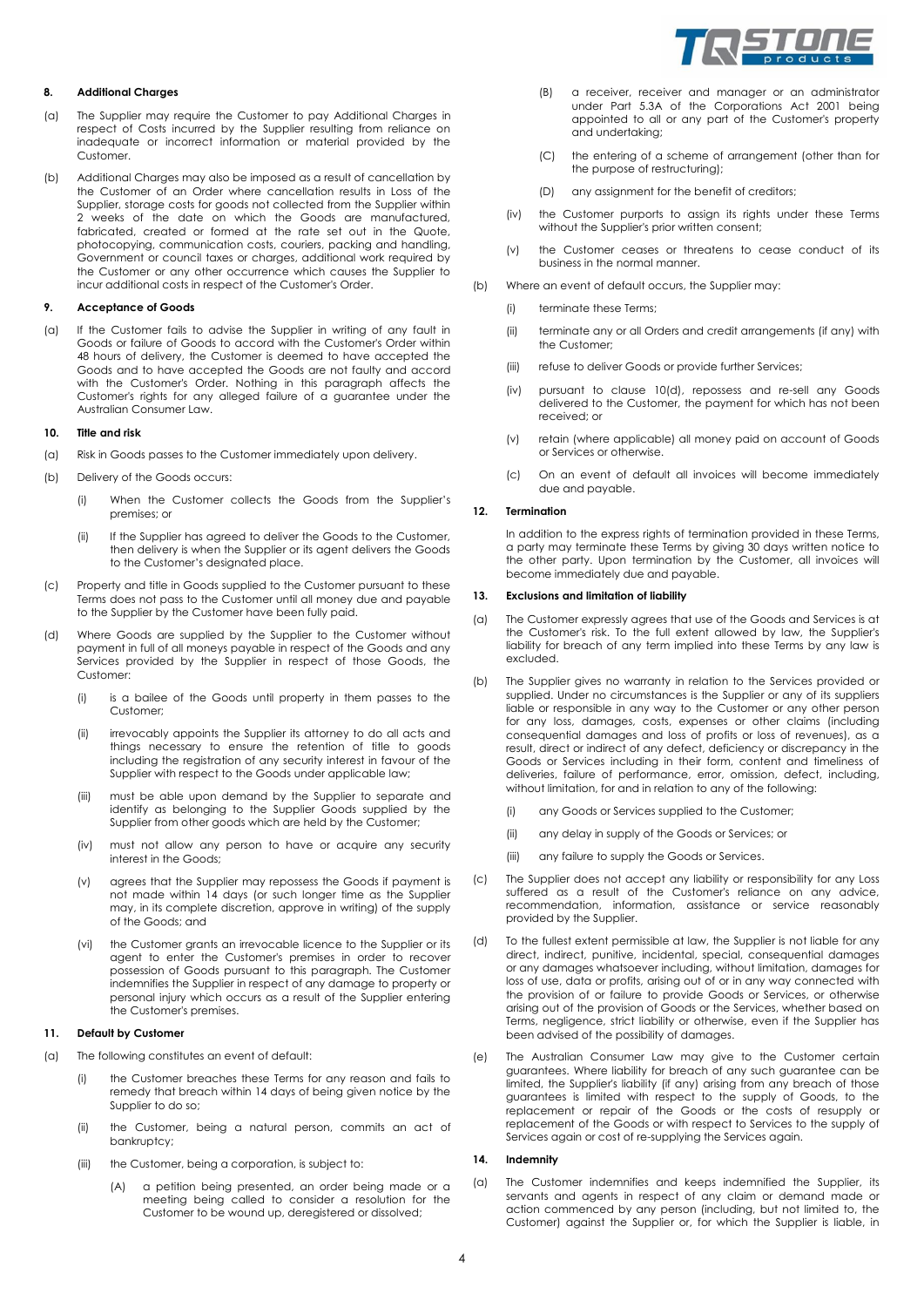### 8. Additional Charges

(a) The Supplier may require the Customer to pay Additional Charges in respect of Costs incurred by the Supplier resulting from reliance on inadequate or incorrect information or material provided by the Customer.

(b) Additional Charges may also be imposed as a result of cancellation by the Customer of an Order where cancellation results in Loss of the Supplier, storage costs for goods not collected from the Supplier within 2 weeks of the date on which the Goods are manufactured, fabricated, created or formed at the rate set out in the Quote, photocopying, communication costs, couriers, packing and handling, Government or council taxes or charges, additional work required by the Customer or any other occurrence which causes the Supplier to incur additional costs in respect of the Customer's Order.

### 9. Acceptance of Goods

(a) If the Customer fails to advise the Supplier in writing of any fault in Goods or failure of Goods to accord with the Customer's Order within 48 hours of delivery, the Customer is deemed to have accepted the Goods and to have accepted the Goods are not faulty and accord with the Customer's Order. Nothing in this paragraph affects the Customer's rights for any alleged failure of a guarantee under the Australian Consumer Law.

### 10. Title and risk

(a) Risk in Goods passes to the Customer immediately upon delivery.

(b) Delivery of the Goods occurs:

   (i) When the Customer collects the Goods from the Supplier's premises; or

   (ii) If the Supplier has agreed to deliver the Goods to the Customer, then delivery is when the Supplier or its agent delivers the Goods to the Customer's designated place.

(c) Property and title in Goods supplied to the Customer pursuant to these Terms does not pass to the Customer until all money due and payable to the Supplier by the Customer have been fully paid.

(d) Where Goods are supplied by the Supplier to the Customer without payment in full of all moneys payable in respect of the Goods and any Services provided by the Supplier in respect of those Goods, the Customer:

   (i) is a bailee of the Goods until property in them passes to the Customer;

   (ii) irrevocably appoints the Supplier its attorney to do all acts and things necessary to ensure the retention of title to goods including the registration of any security interest in favour of the Supplier with respect to the Goods under applicable law;

   (iii) must be able upon demand by the Supplier to separate and identify as belonging to the Supplier Goods supplied by the Supplier from other goods which are held by the Customer;

   (iv) must not allow any person to have or acquire any security interest in the Goods;

   (v) agrees that the Supplier may repossess the Goods if payment is not made within 14 days (or such longer time as the Supplier may, in its complete discretion, approve in writing) of the supply of the Goods; and

   (vi) the Customer grants an irrevocable licence to the Supplier or its agent to enter the Customer's premises in order to recover possession of Goods pursuant to this paragraph. The Customer indemnifies the Supplier in respect of any damage to property or personal injury which occurs as a result of the Supplier entering the Customer's premises.

### 11. Default by Customer

(a) The following constitutes an event of default:

   (i) the Customer breaches these Terms for any reason and fails to remedy that breach within 14 days of being given notice by the Supplier to do so;

   (ii) the Customer, being a natural person, commits an act of bankruptcy;

   (iii) the Customer, being a corporation, is subject to:

      (A) a petition being presented, an order being made or a meeting being called to consider a resolution for the Customer to be wound up, deregistered or dissolved;

      (B) a receiver, receiver and manager or an administrator under Part 5.3A of the Corporations Act 2001 being appointed to all or any part of the Customer's property and undertaking;

      (C) the entering of a scheme of arrangement (other than for the purpose of restructuring);

      (D) any assignment for the benefit of creditors;

   (iv) the Customer purports to assign its rights under these Terms without the Supplier's prior written consent;

   (v) the Customer ceases or threatens to cease conduct of its business in the normal manner.

(b) Where an event of default occurs, the Supplier may:

   (i) terminate these Terms;

   (ii) terminate any or all Orders and credit arrangements (if any) with the Customer;

   (iii) refuse to deliver Goods or provide further Services;

   (iv) pursuant to clause 10(d), repossess and re-sell any Goods delivered to the Customer, the payment for which has not been received; or

   (v) retain (where applicable) all money paid on account of Goods or Services or otherwise.

(c) On an event of default all invoices will become immediately due and payable.

### 12. Termination

In addition to the express rights of termination provided in these Terms, a party may terminate these Terms by giving 30 days written notice to the other party. Upon termination by the Customer, all invoices will become immediately due and payable.

### 13. Exclusions and limitation of liability

(a) The Customer expressly agrees that use of the Goods and Services is at the Customer's risk. To the full extent allowed by law, the Supplier's liability for breach of any term implied into these Terms by any law is excluded.

(b) The Supplier gives no warranty in relation to the Services provided or supplied. Under no circumstances is the Supplier or any of its suppliers liable or responsible in any way to the Customer or any other person for any loss, damages, costs, expenses or other claims (including consequential damages and loss of profits or loss of revenues), as a result, direct or indirect of any defect, deficiency or discrepancy in the Goods or Services including in their form, content and timeliness of deliveries, failure of performance, error, omission, defect, including, without limitation, for and in relation to any of the following:

   (i) any Goods or Services supplied to the Customer;

   (ii) any delay in supply of the Goods or Services; or

   (iii) any failure to supply the Goods or Services.

(c) The Supplier does not accept any liability or responsibility for any Loss suffered as a result of the Customer's reliance on any advice, recommendation, information, assistance or service reasonably provided by the Supplier.

(d) To the fullest extent permissible at law, the Supplier is not liable for any direct, indirect, punitive, incidental, special, consequential damages or any damages whatsoever including, without limitation, damages for loss of use, data or profits, arising out of or in any way connected with the provision of or failure to provide Goods or Services, or otherwise arising out of the provision of Goods or the Services, whether based on Terms, negligence, strict liability or otherwise, even if the Supplier has been advised of the possibility of damages.

(e) The Australian Consumer Law may give to the Customer certain guarantees. Where liability for breach of any such guarantee can be limited, the Supplier's liability (if any) arising from any breach of those guarantees is limited with respect to the supply of Goods, to the replacement or repair of the Goods or the costs of resupply or replacement of the Goods or with respect to Services to the supply of Services again or cost of re-supplying the Services again.

### 14. Indemnity

(a) The Customer indemnifies and keeps indemnified the Supplier, its servants and agents in respect of any claim or demand made or action commenced by any person (including, but not limited to, the Customer) against the Supplier or, for which the Supplier is liable, in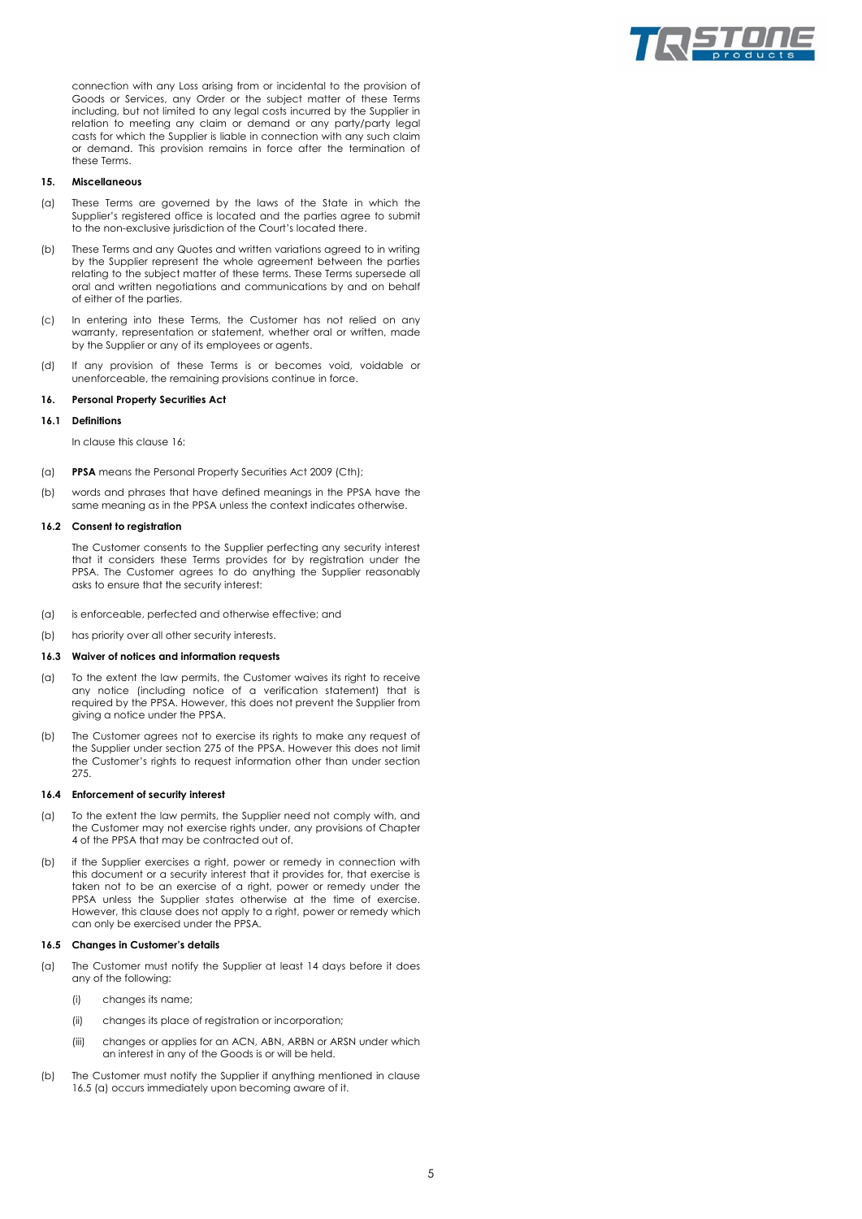connection with any Loss arising from or incidental to the provision of Goods or Services, any Order or the subject matter of these Terms including, but not limited to any legal costs incurred by the Supplier in relation to meeting any claim or demand or any party/party legal costs for which the Supplier is liable in connection with any such claim or demand. This provision remains in force after the termination of these Terms.

## 15. Miscellaneous

(a) These Terms are governed by the laws of the State in which the Supplier's registered office is located and the parties agree to submit to the non-exclusive jurisdiction of the Court's located there.

(b) These Terms and any Quotes and written variations agreed to in writing by the Supplier represent the whole agreement between the parties relating to the subject matter of these terms. These Terms supersede all oral and written negotiations and communications by and on behalf of either of the parties.

(c) In entering into these Terms, the Customer has not relied on any warranty, representation or statement, whether oral or written, made by the Supplier or any of its employees or agents.

(d) If any provision of these Terms is or becomes void, voidable or unenforceable, the remaining provisions continue in force.

## 16. Personal Property Securities Act

### 16.1 Definitions

In clause this clause 16:

(a) **PPSA** means the Personal Property Securities Act 2009 (Cth);

(b) words and phrases that have defined meanings in the PPSA have the same meaning as in the PPSA unless the context indicates otherwise.

### 16.2 Consent to registration

The Customer consents to the Supplier perfecting any security interest that it considers these Terms provides for by registration under the PPSA. The Customer agrees to do anything the Supplier reasonably asks to ensure that the security interest:

(a) is enforceable, perfected and otherwise effective; and

(b) has priority over all other security interests.

### 16.3 Waiver of notices and information requests

(a) To the extent the law permits, the Customer waives its right to receive any notice (including notice of a verification statement) that is required by the PPSA. However, this does not prevent the Supplier from giving a notice under the PPSA.

(b) The Customer agrees not to exercise its rights to make any request of the Supplier under section 275 of the PPSA. However this does not limit the Customer's rights to request information other than under section 275.

### 16.4 Enforcement of security interest

(a) To the extent the law permits, the Supplier need not comply with, and the Customer may not exercise rights under, any provisions of Chapter 4 of the PPSA that may be contracted out of.

(b) if the Supplier exercises a right, power or remedy in connection with this document or a security interest that it provides for, that exercise is taken not to be an exercise of a right, power or remedy under the PPSA unless the Supplier states otherwise at the time of exercise. However, this clause does not apply to a right, power or remedy which can only be exercised under the PPSA.

### 16.5 Changes in Customer's details

(a) The Customer must notify the Supplier at least 14 days before it does any of the following:

   (i) changes its name;

   (ii) changes its place of registration or incorporation;

   (iii) changes or applies for an ACN, ABN, ARBN or ARSN under which an interest in any of the Goods is or will be held.

(b) The Customer must notify the Supplier if anything mentioned in clause 16.5 (a) occurs immediately upon becoming aware of it.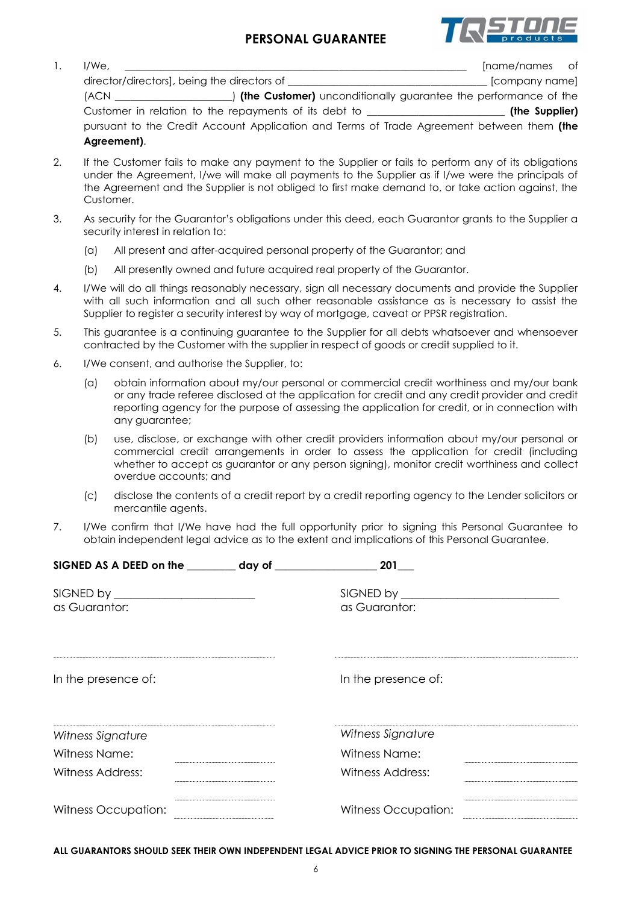# PERSONAL GUARANTEE

1. I/We, ________________________________________________________________ [name/names of director/directors], being the directors of _______________________________________ [company name] (ACN ______________________) **(the Customer)** unconditionally guarantee the performance of the Customer in relation to the repayments of its debt to __________________________ **(the Supplier)** pursuant to the Credit Account Application and Terms of Trade Agreement between them **(the Agreement)**.

2. If the Customer fails to make any payment to the Supplier or fails to perform any of its obligations under the Agreement, I/we will make all payments to the Supplier as if I/we were the principals of the Agreement and the Supplier is not obliged to first make demand to, or take action against, the Customer.

3. As security for the Guarantor's obligations under this deed, each Guarantor grants to the Supplier a security interest in relation to:

   (a) All present and after-acquired personal property of the Guarantor; and

   (b) All presently owned and future acquired real property of the Guarantor.

4. I/We will do all things reasonably necessary, sign all necessary documents and provide the Supplier with all such information and all such other reasonable assistance as is necessary to assist the Supplier to register a security interest by way of mortgage, caveat or PPSR registration.

5. This guarantee is a continuing guarantee to the Supplier for all debts whatsoever and whensoever contracted by the Customer with the supplier in respect of goods or credit supplied to it.

6. I/We consent, and authorise the Supplier, to:

   (a) obtain information about my/our personal or commercial credit worthiness and my/our bank or any trade referee disclosed at the application for credit and any credit provider and credit reporting agency for the purpose of assessing the application for credit, or in connection with any guarantee;

   (b) use, disclose, or exchange with other credit providers information about my/our personal or commercial credit arrangements in order to assess the application for credit (including whether to accept as guarantor or any person signing), monitor credit worthiness and collect overdue accounts; and

   (c) disclose the contents of a credit report by a credit reporting agency to the Lender solicitors or mercantile agents.

7. I/We confirm that I/We have had the full opportunity prior to signing this Personal Guarantee to obtain independent legal advice as to the extent and implications of this Personal Guarantee.

**SIGNED AS A DEED on the _________ day of __________________ 201___**

SIGNED by _________________________
as Guarantor:

...........................................................

In the presence of:

...........................................................

*Witness Signature*

Witness Name: ..............................

Witness Address: ..............................

Witness Occupation: ..............................

SIGNED by ____________________________
as Guarantor:

...........................................................

In the presence of:

...........................................................

*Witness Signature*

Witness Name: ..............................

Witness Address: ..............................

Witness Occupation: ..............................

**ALL GUARANTORS SHOULD SEEK THEIR OWN INDEPENDENT LEGAL ADVICE PRIOR TO SIGNING THE PERSONAL GUARANTEE**